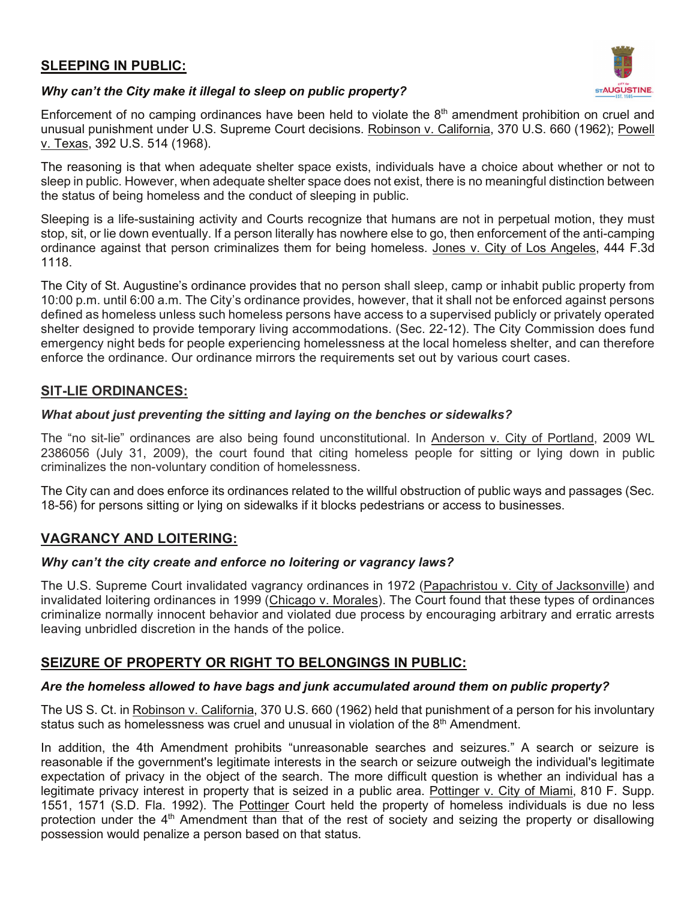## SLEEPING IN PUBLIC:

***Why can't the City make it illegal to sleep on public property?***

Enforcement of no camping ordinances have been held to violate the 8th amendment prohibition on cruel and unusual punishment under U.S. Supreme Court decisions. Robinson v. California, 370 U.S. 660 (1962); Powell v. Texas, 392 U.S. 514 (1968).

The reasoning is that when adequate shelter space exists, individuals have a choice about whether or not to sleep in public. However, when adequate shelter space does not exist, there is no meaningful distinction between the status of being homeless and the conduct of sleeping in public.

Sleeping is a life-sustaining activity and Courts recognize that humans are not in perpetual motion, they must stop, sit, or lie down eventually. If a person literally has nowhere else to go, then enforcement of the anti-camping ordinance against that person criminalizes them for being homeless. Jones v. City of Los Angeles, 444 F.3d 1118.

The City of St. Augustine's ordinance provides that no person shall sleep, camp or inhabit public property from 10:00 p.m. until 6:00 a.m. The City's ordinance provides, however, that it shall not be enforced against persons defined as homeless unless such homeless persons have access to a supervised publicly or privately operated shelter designed to provide temporary living accommodations. (Sec. 22-12). The City Commission does fund emergency night beds for people experiencing homelessness at the local homeless shelter, and can therefore enforce the ordinance. Our ordinance mirrors the requirements set out by various court cases.

## SIT-LIE ORDINANCES:

***What about just preventing the sitting and laying on the benches or sidewalks?***

The "no sit-lie" ordinances are also being found unconstitutional. In Anderson v. City of Portland, 2009 WL 2386056 (July 31, 2009), the court found that citing homeless people for sitting or lying down in public criminalizes the non-voluntary condition of homelessness.

The City can and does enforce its ordinances related to the willful obstruction of public ways and passages (Sec. 18-56) for persons sitting or lying on sidewalks if it blocks pedestrians or access to businesses.

## VAGRANCY AND LOITERING:

***Why can't the city create and enforce no loitering or vagrancy laws?***

The U.S. Supreme Court invalidated vagrancy ordinances in 1972 (Papachristou v. City of Jacksonville) and invalidated loitering ordinances in 1999 (Chicago v. Morales). The Court found that these types of ordinances criminalize normally innocent behavior and violated due process by encouraging arbitrary and erratic arrests leaving unbridled discretion in the hands of the police.

## SEIZURE OF PROPERTY OR RIGHT TO BELONGINGS IN PUBLIC:

***Are the homeless allowed to have bags and junk accumulated around them on public property?***

The US S. Ct. in Robinson v. California, 370 U.S. 660 (1962) held that punishment of a person for his involuntary status such as homelessness was cruel and unusual in violation of the 8th Amendment.

In addition, the 4th Amendment prohibits "unreasonable searches and seizures." A search or seizure is reasonable if the government's legitimate interests in the search or seizure outweigh the individual's legitimate expectation of privacy in the object of the search. The more difficult question is whether an individual has a legitimate privacy interest in property that is seized in a public area. Pottinger v. City of Miami, 810 F. Supp. 1551, 1571 (S.D. Fla. 1992). The Pottinger Court held the property of homeless individuals is due no less protection under the 4th Amendment than that of the rest of society and seizing the property or disallowing possession would penalize a person based on that status.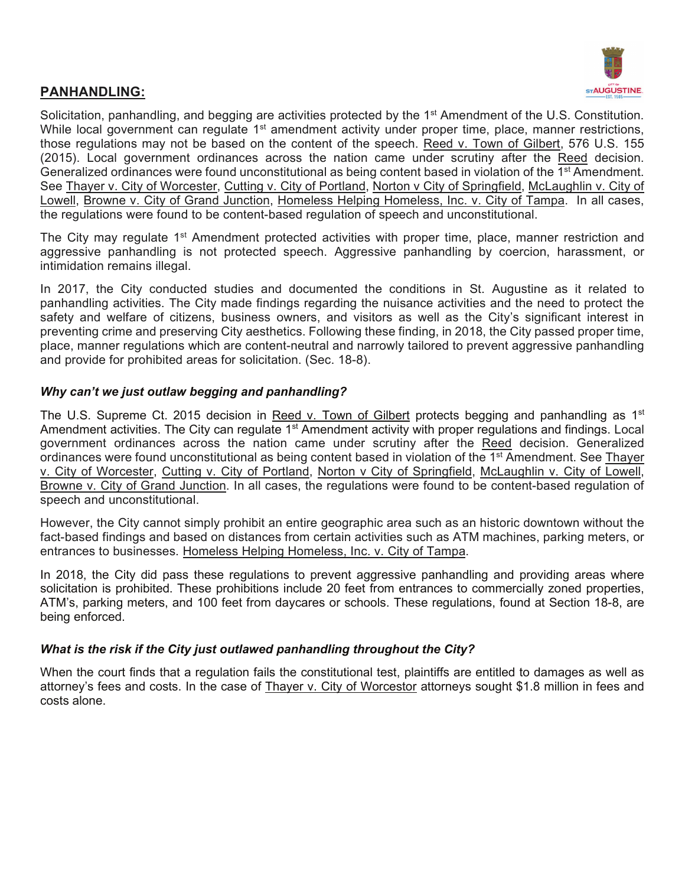## PANHANDLING:

Solicitation, panhandling, and begging are activities protected by the 1st Amendment of the U.S. Constitution. While local government can regulate 1st amendment activity under proper time, place, manner restrictions, those regulations may not be based on the content of the speech. Reed v. Town of Gilbert, 576 U.S. 155 (2015). Local government ordinances across the nation came under scrutiny after the Reed decision. Generalized ordinances were found unconstitutional as being content based in violation of the 1st Amendment. See Thayer v. City of Worcester, Cutting v. City of Portland, Norton v City of Springfield, McLaughlin v. City of Lowell, Browne v. City of Grand Junction, Homeless Helping Homeless, Inc. v. City of Tampa. In all cases, the regulations were found to be content-based regulation of speech and unconstitutional.

The City may regulate 1st Amendment protected activities with proper time, place, manner restriction and aggressive panhandling is not protected speech. Aggressive panhandling by coercion, harassment, or intimidation remains illegal.

In 2017, the City conducted studies and documented the conditions in St. Augustine as it related to panhandling activities. The City made findings regarding the nuisance activities and the need to protect the safety and welfare of citizens, business owners, and visitors as well as the City's significant interest in preventing crime and preserving City aesthetics. Following these finding, in 2018, the City passed proper time, place, manner regulations which are content-neutral and narrowly tailored to prevent aggressive panhandling and provide for prohibited areas for solicitation. (Sec. 18-8).

### *Why can't we just outlaw begging and panhandling?*

The U.S. Supreme Ct. 2015 decision in Reed v. Town of Gilbert protects begging and panhandling as 1st Amendment activities. The City can regulate 1st Amendment activity with proper regulations and findings. Local government ordinances across the nation came under scrutiny after the Reed decision. Generalized ordinances were found unconstitutional as being content based in violation of the 1st Amendment. See Thayer v. City of Worcester, Cutting v. City of Portland, Norton v City of Springfield, McLaughlin v. City of Lowell, Browne v. City of Grand Junction. In all cases, the regulations were found to be content-based regulation of speech and unconstitutional.

However, the City cannot simply prohibit an entire geographic area such as an historic downtown without the fact-based findings and based on distances from certain activities such as ATM machines, parking meters, or entrances to businesses. Homeless Helping Homeless, Inc. v. City of Tampa.

In 2018, the City did pass these regulations to prevent aggressive panhandling and providing areas where solicitation is prohibited. These prohibitions include 20 feet from entrances to commercially zoned properties, ATM's, parking meters, and 100 feet from daycares or schools. These regulations, found at Section 18-8, are being enforced.

### *What is the risk if the City just outlawed panhandling throughout the City?*

When the court finds that a regulation fails the constitutional test, plaintiffs are entitled to damages as well as attorney's fees and costs. In the case of Thayer v. City of Worcestor attorneys sought $1.8 million in fees and costs alone.